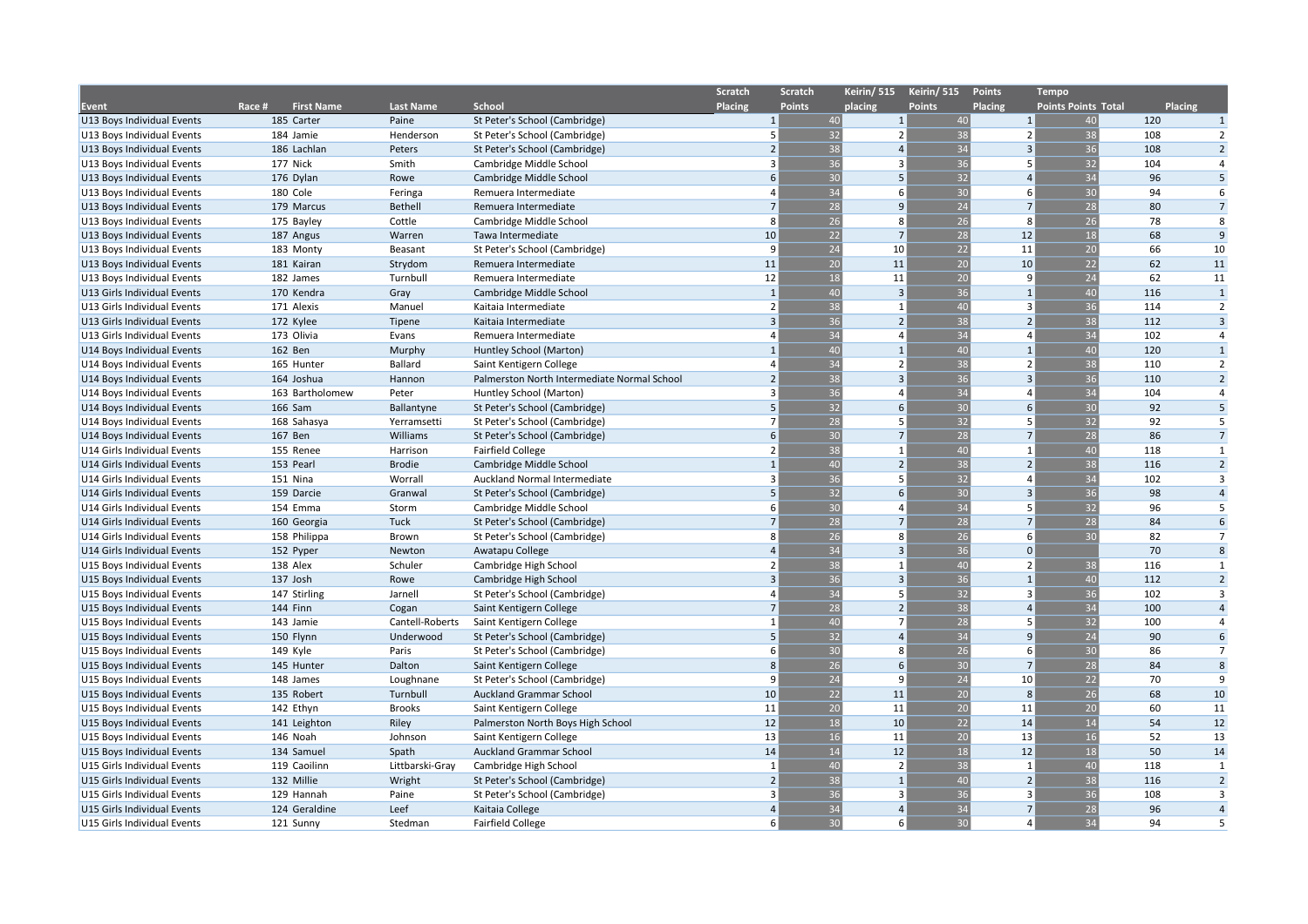| Event | Race # | First Name | Last Name | School | Scratch Placing | Scratch Points | Keirin/ 515 placing | Keirin/ 515 Points | Points Placing | Tempo Points Points | Total | Placing |
|---|---|---|---|---|---|---|---|---|---|---|---|---|
| U13 Boys Individual Events | 185 | Carter | Paine | St Peter's School (Cambridge) | 1 | 40 | 1 | 40 | 1 | 40 | 120 | 1 |
| U13 Boys Individual Events | 184 | Jamie | Henderson | St Peter's School (Cambridge) | 5 | 32 | 2 | 38 | 2 | 38 | 108 | 2 |
| U13 Boys Individual Events | 186 | Lachlan | Peters | St Peter's School (Cambridge) | 2 | 38 | 4 | 34 | 3 | 36 | 108 | 2 |
| U13 Boys Individual Events | 177 | Nick | Smith | Cambridge Middle School | 3 | 36 | 3 | 36 | 5 | 32 | 104 | 4 |
| U13 Boys Individual Events | 176 | Dylan | Rowe | Cambridge Middle School | 6 | 30 | 5 | 32 | 4 | 34 | 96 | 5 |
| U13 Boys Individual Events | 180 | Cole | Feringa | Remuera Intermediate | 4 | 34 | 6 | 30 | 6 | 30 | 94 | 6 |
| U13 Boys Individual Events | 179 | Marcus | Bethell | Remuera Intermediate | 7 | 28 | 9 | 24 | 7 | 28 | 80 | 7 |
| U13 Boys Individual Events | 175 | Bayley | Cottle | Cambridge Middle School | 8 | 26 | 8 | 26 | 8 | 26 | 78 | 8 |
| U13 Boys Individual Events | 187 | Angus | Warren | Tawa Intermediate | 10 | 22 | 7 | 28 | 12 | 18 | 68 | 9 |
| U13 Boys Individual Events | 183 | Monty | Beasant | St Peter's School (Cambridge) | 9 | 24 | 10 | 22 | 11 | 20 | 66 | 10 |
| U13 Boys Individual Events | 181 | Kairan | Strydom | Remuera Intermediate | 11 | 20 | 11 | 20 | 10 | 22 | 62 | 11 |
| U13 Boys Individual Events | 182 | James | Turnbull | Remuera Intermediate | 12 | 18 | 11 | 20 | 9 | 24 | 62 | 11 |
| U13 Girls Individual Events | 170 | Kendra | Gray | Cambridge Middle School | 1 | 40 | 3 | 36 | 1 | 40 | 116 | 1 |
| U13 Girls Individual Events | 171 | Alexis | Manuel | Kaitaia Intermediate | 2 | 38 | 1 | 40 | 3 | 36 | 114 | 2 |
| U13 Girls Individual Events | 172 | Kylee | Tipene | Kaitaia Intermediate | 3 | 36 | 2 | 38 | 2 | 38 | 112 | 3 |
| U13 Girls Individual Events | 173 | Olivia | Evans | Remuera Intermediate | 4 | 34 | 4 | 34 | 4 | 34 | 102 | 4 |
| U14 Boys Individual Events | 162 | Ben | Murphy | Huntley School (Marton) | 1 | 40 | 1 | 40 | 1 | 40 | 120 | 1 |
| U14 Boys Individual Events | 165 | Hunter | Ballard | Saint Kentigern College | 4 | 34 | 2 | 38 | 2 | 38 | 110 | 2 |
| U14 Boys Individual Events | 164 | Joshua | Hannon | Palmerston North Intermediate Normal School | 2 | 38 | 3 | 36 | 3 | 36 | 110 | 2 |
| U14 Boys Individual Events | 163 | Bartholomew | Peter | Huntley School (Marton) | 3 | 36 | 4 | 34 | 4 | 34 | 104 | 4 |
| U14 Boys Individual Events | 166 | Sam | Ballantyne | St Peter's School (Cambridge) | 5 | 32 | 6 | 30 | 6 | 30 | 92 | 5 |
| U14 Boys Individual Events | 168 | Sahasya | Yerramsetti | St Peter's School (Cambridge) | 7 | 28 | 5 | 32 | 5 | 32 | 92 | 5 |
| U14 Boys Individual Events | 167 | Ben | Williams | St Peter's School (Cambridge) | 6 | 30 | 7 | 28 | 7 | 28 | 86 | 7 |
| U14 Girls Individual Events | 155 | Renee | Harrison | Fairfield College | 2 | 38 | 1 | 40 | 1 | 40 | 118 | 1 |
| U14 Girls Individual Events | 153 | Pearl | Brodie | Cambridge Middle School | 1 | 40 | 2 | 38 | 2 | 38 | 116 | 2 |
| U14 Girls Individual Events | 151 | Nina | Worrall | Auckland Normal Intermediate | 3 | 36 | 5 | 32 | 4 | 34 | 102 | 3 |
| U14 Girls Individual Events | 159 | Darcie | Granwal | St Peter's School (Cambridge) | 5 | 32 | 6 | 30 | 3 | 36 | 98 | 4 |
| U14 Girls Individual Events | 154 | Emma | Storm | Cambridge Middle School | 6 | 30 | 4 | 34 | 5 | 32 | 96 | 5 |
| U14 Girls Individual Events | 160 | Georgia | Tuck | St Peter's School (Cambridge) | 7 | 28 | 7 | 28 | 7 | 28 | 84 | 6 |
| U14 Girls Individual Events | 158 | Philippa | Brown | St Peter's School (Cambridge) | 8 | 26 | 8 | 26 | 6 | 30 | 82 | 7 |
| U14 Girls Individual Events | 152 | Pyper | Newton | Awatapu College | 4 | 34 | 3 | 36 | 0 | | 70 | 8 |
| U15 Boys Individual Events | 138 | Alex | Schuler | Cambridge High School | 2 | 38 | 1 | 40 | 2 | 38 | 116 | 1 |
| U15 Boys Individual Events | 137 | Josh | Rowe | Cambridge High School | 3 | 36 | 3 | 36 | 1 | 40 | 112 | 2 |
| U15 Boys Individual Events | 147 | Stirling | Jarnell | St Peter's School (Cambridge) | 4 | 34 | 5 | 32 | 3 | 36 | 102 | 3 |
| U15 Boys Individual Events | 144 | Finn | Cogan | Saint Kentigern College | 7 | 28 | 2 | 38 | 4 | 34 | 100 | 4 |
| U15 Boys Individual Events | 143 | Jamie | Cantell-Roberts | Saint Kentigern College | 1 | 40 | 7 | 28 | 5 | 32 | 100 | 4 |
| U15 Boys Individual Events | 150 | Flynn | Underwood | St Peter's School (Cambridge) | 5 | 32 | 4 | 34 | 9 | 24 | 90 | 6 |
| U15 Boys Individual Events | 149 | Kyle | Paris | St Peter's School (Cambridge) | 6 | 30 | 8 | 26 | 6 | 30 | 86 | 7 |
| U15 Boys Individual Events | 145 | Hunter | Dalton | Saint Kentigern College | 8 | 26 | 6 | 30 | 7 | 28 | 84 | 8 |
| U15 Boys Individual Events | 148 | James | Loughnane | St Peter's School (Cambridge) | 9 | 24 | 9 | 24 | 10 | 22 | 70 | 9 |
| U15 Boys Individual Events | 135 | Robert | Turnbull | Auckland Grammar School | 10 | 22 | 11 | 20 | 8 | 26 | 68 | 10 |
| U15 Boys Individual Events | 142 | Ethyn | Brooks | Saint Kentigern College | 11 | 20 | 11 | 20 | 11 | 20 | 60 | 11 |
| U15 Boys Individual Events | 141 | Leighton | Riley | Palmerston North Boys High School | 12 | 18 | 10 | 22 | 14 | 14 | 54 | 12 |
| U15 Boys Individual Events | 146 | Noah | Johnson | Saint Kentigern College | 13 | 16 | 11 | 20 | 13 | 16 | 52 | 13 |
| U15 Boys Individual Events | 134 | Samuel | Spath | Auckland Grammar School | 14 | 14 | 12 | 18 | 12 | 18 | 50 | 14 |
| U15 Girls Individual Events | 119 | Caoilinn | Littbarski-Gray | Cambridge High School | 1 | 40 | 2 | 38 | 1 | 40 | 118 | 1 |
| U15 Girls Individual Events | 132 | Millie | Wright | St Peter's School (Cambridge) | 2 | 38 | 1 | 40 | 2 | 38 | 116 | 2 |
| U15 Girls Individual Events | 129 | Hannah | Paine | St Peter's School (Cambridge) | 3 | 36 | 3 | 36 | 3 | 36 | 108 | 3 |
| U15 Girls Individual Events | 124 | Geraldine | Leef | Kaitaia College | 4 | 34 | 4 | 34 | 7 | 28 | 96 | 4 |
| U15 Girls Individual Events | 121 | Sunny | Stedman | Fairfield College | 6 | 30 | 6 | 30 | 4 | 34 | 94 | 5 |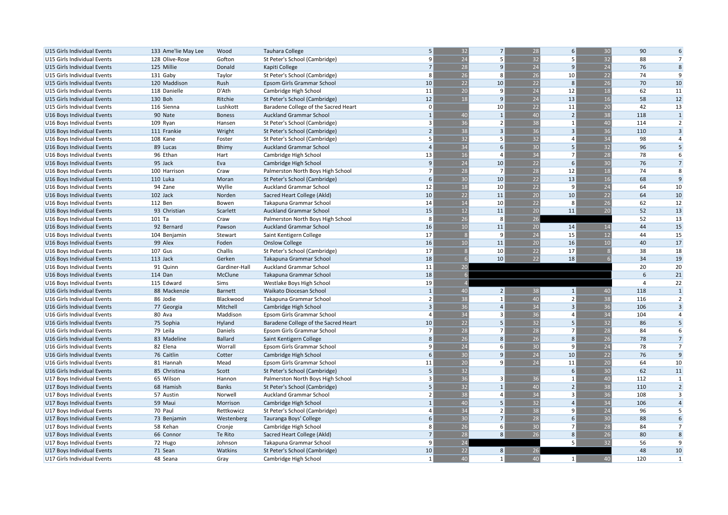| | | | | | | | | | | | |
|---|---|---|---|---|---|---|---|---|---|---|---|
| U15 Girls Individual Events | 133 | Ame'lie May Lee | Wood | Tauhara College | 5 | 32 | 7 | 28 | 6 | 30 | 90 | 6 |
| U15 Girls Individual Events | 128 | Olive-Rose | Gofton | St Peter's School (Cambridge) | 9 | 24 | 5 | 32 | 5 | 32 | 88 | 7 |
| U15 Girls Individual Events | 125 | Millie | Donald | Kapiti College | 7 | 28 | 9 | 24 | 9 | 24 | 76 | 8 |
| U15 Girls Individual Events | 131 | Gaby | Taylor | St Peter's School (Cambridge) | 8 | 26 | 8 | 26 | 10 | 22 | 74 | 9 |
| U15 Girls Individual Events | 120 | Maddison | Rush | Epsom Girls Grammar School | 10 | 22 | 10 | 22 | 8 | 26 | 70 | 10 |
| U15 Girls Individual Events | 118 | Danielle | D'Ath | Cambridge High School | 11 | 20 | 9 | 24 | 12 | 18 | 62 | 11 |
| U15 Girls Individual Events | 130 | Boh | Ritchie | St Peter's School (Cambridge) | 12 | 18 | 9 | 24 | 13 | 16 | 58 | 12 |
| U15 Girls Individual Events | 116 | Sienna | Lushkott | Baradene College of the Sacred Heart | 0 | | 10 | 22 | 11 | 20 | 42 | 13 |
| U16 Boys Individual Events | 90 | Nate | Boness | Auckland Grammar School | 1 | 40 | 1 | 40 | 2 | 38 | 118 | 1 |
| U16 Boys Individual Events | 109 | Ryan | Hansen | St Peter's School (Cambridge) | 3 | 36 | 2 | 38 | 1 | 40 | 114 | 2 |
| U16 Boys Individual Events | 111 | Frankie | Wright | St Peter's School (Cambridge) | 2 | 38 | 3 | 36 | 3 | 36 | 110 | 3 |
| U16 Boys Individual Events | 108 | Kane | Foster | St Peter's School (Cambridge) | 5 | 32 | 5 | 32 | 4 | 34 | 98 | 4 |
| U16 Boys Individual Events | 89 | Lucas | Bhimy | Auckland Grammar School | 4 | 34 | 6 | 30 | 5 | 32 | 96 | 5 |
| U16 Boys Individual Events | 96 | Ethan | Hart | Cambridge High School | 13 | 16 | 4 | 34 | 7 | 28 | 78 | 6 |
| U16 Boys Individual Events | 95 | Jack | Eva | Cambridge High School | 9 | 24 | 10 | 22 | 6 | 30 | 76 | 7 |
| U16 Boys Individual Events | 100 | Harrison | Craw | Palmerston North Boys High School | 7 | 28 | 7 | 28 | 12 | 18 | 74 | 8 |
| U16 Boys Individual Events | 110 | Luka | Moran | St Peter's School (Cambridge) | 6 | 30 | 10 | 22 | 13 | 16 | 68 | 9 |
| U16 Boys Individual Events | 94 | Zane | Wyllie | Auckland Grammar School | 12 | 18 | 10 | 22 | 9 | 24 | 64 | 10 |
| U16 Boys Individual Events | 102 | Jack | Norden | Sacred Heart College (Akld) | 10 | 22 | 11 | 20 | 10 | 22 | 64 | 10 |
| U16 Boys Individual Events | 112 | Ben | Bowen | Takapuna Grammar School | 14 | 14 | 10 | 22 | 8 | 26 | 62 | 12 |
| U16 Boys Individual Events | 93 | Christian | Scarlett | Auckland Grammar School | 15 | 12 | 11 | 20 | 11 | 20 | 52 | 13 |
| U16 Boys Individual Events | 101 | Ta | Craw | Palmerston North Boys High School | 8 | 26 | 8 | 26 | | | 52 | 13 |
| U16 Boys Individual Events | 92 | Bernard | Pawson | Auckland Grammar School | 16 | 10 | 11 | 20 | 14 | 14 | 44 | 15 |
| U16 Boys Individual Events | 104 | Benjamin | Stewart | Saint Kentigern College | 17 | 8 | 9 | 24 | 15 | 12 | 44 | 15 |
| U16 Boys Individual Events | 99 | Alex | Foden | Onslow College | 16 | 10 | 11 | 20 | 16 | 10 | 40 | 17 |
| U16 Boys Individual Events | 107 | Gus | Challis | St Peter's School (Cambridge) | 17 | 8 | 10 | 22 | 17 | 8 | 38 | 18 |
| U16 Boys Individual Events | 113 | Jack | Gerken | Takapuna Grammar School | 18 | 6 | 10 | 22 | 18 | 6 | 34 | 19 |
| U16 Boys Individual Events | 91 | Quinn | Gardiner-Hall | Auckland Grammar School | 11 | 20 | | | | | 20 | 20 |
| U16 Boys Individual Events | 114 | Dan | McClune | Takapuna Grammar School | 18 | 6 | | | | | 6 | 21 |
| U16 Boys Individual Events | 115 | Edward | Sims | Westlake Boys High School | 19 | 4 | | | | | 4 | 22 |
| U16 Girls Individual Events | 88 | Mackenzie | Barnett | Waikato Diocesan School | 1 | 40 | 2 | 38 | 1 | 40 | 118 | 1 |
| U16 Girls Individual Events | 86 | Jodie | Blackwood | Takapuna Grammar School | 2 | 38 | 1 | 40 | 2 | 38 | 116 | 2 |
| U16 Girls Individual Events | 77 | Georgia | Mitchell | Cambridge High School | 3 | 36 | 4 | 34 | 3 | 36 | 106 | 3 |
| U16 Girls Individual Events | 80 | Ava | Maddison | Epsom Girls Grammar School | 4 | 34 | 3 | 36 | 4 | 34 | 104 | 4 |
| U16 Girls Individual Events | 75 | Sophia | Hyland | Baradene College of the Sacred Heart | 10 | 22 | 5 | 32 | 5 | 32 | 86 | 5 |
| U16 Girls Individual Events | 79 | Leila | Daniels | Epsom Girls Grammar School | 7 | 28 | 7 | 28 | 7 | 28 | 84 | 6 |
| U16 Girls Individual Events | 83 | Madeline | Ballard | Saint Kentigern College | 8 | 26 | 8 | 26 | 8 | 26 | 78 | 7 |
| U16 Girls Individual Events | 82 | Elena | Worrall | Epsom Girls Grammar School | 9 | 24 | 6 | 30 | 9 | 24 | 78 | 7 |
| U16 Girls Individual Events | 76 | Caitlin | Cotter | Cambridge High School | 6 | 30 | 9 | 24 | 10 | 22 | 76 | 9 |
| U16 Girls Individual Events | 81 | Hannah | Mead | Epsom Girls Grammar School | 11 | 20 | 9 | 24 | 11 | 20 | 64 | 10 |
| U16 Girls Individual Events | 85 | Christina | Scott | St Peter's School (Cambridge) | 5 | 32 | | | 6 | 30 | 62 | 11 |
| U17 Boys Individual Events | 65 | Wilson | Hannon | Palmerston North Boys High School | 3 | 36 | 3 | 36 | 1 | 40 | 112 | 1 |
| U17 Boys Individual Events | 68 | Hamish | Banks | St Peter's School (Cambridge) | 5 | 32 | 1 | 40 | 2 | 38 | 110 | 2 |
| U17 Boys Individual Events | 57 | Austin | Norwell | Auckland Grammar School | 2 | 38 | 4 | 34 | 3 | 36 | 108 | 3 |
| U17 Boys Individual Events | 59 | Maui | Morrison | Cambridge High School | 1 | 40 | 5 | 32 | 4 | 34 | 106 | 4 |
| U17 Boys Individual Events | 70 | Paul | Rettkowicz | St Peter's School (Cambridge) | 4 | 34 | 2 | 38 | 9 | 24 | 96 | 5 |
| U17 Boys Individual Events | 73 | Benjamin | Westenberg | Tauranga Boys' College | 6 | 30 | 7 | 28 | 6 | 30 | 88 | 6 |
| U17 Boys Individual Events | 58 | Kehan | Cronje | Cambridge High School | 8 | 26 | 6 | 30 | 7 | 28 | 84 | 7 |
| U17 Boys Individual Events | 66 | Connor | Te Rito | Sacred Heart College (Akld) | 7 | 28 | 8 | 26 | 8 | 26 | 80 | 8 |
| U17 Boys Individual Events | 72 | Hugo | Johnson | Takapuna Grammar School | 9 | 24 | | | 5 | 32 | 56 | 9 |
| U17 Boys Individual Events | 71 | Sean | Watkins | St Peter's School (Cambridge) | 10 | 22 | 8 | 26 | | | 48 | 10 |
| U17 Girls Individual Events | 48 | Seana | Gray | Cambridge High School | 1 | 40 | 1 | 40 | 1 | 40 | 120 | 1 |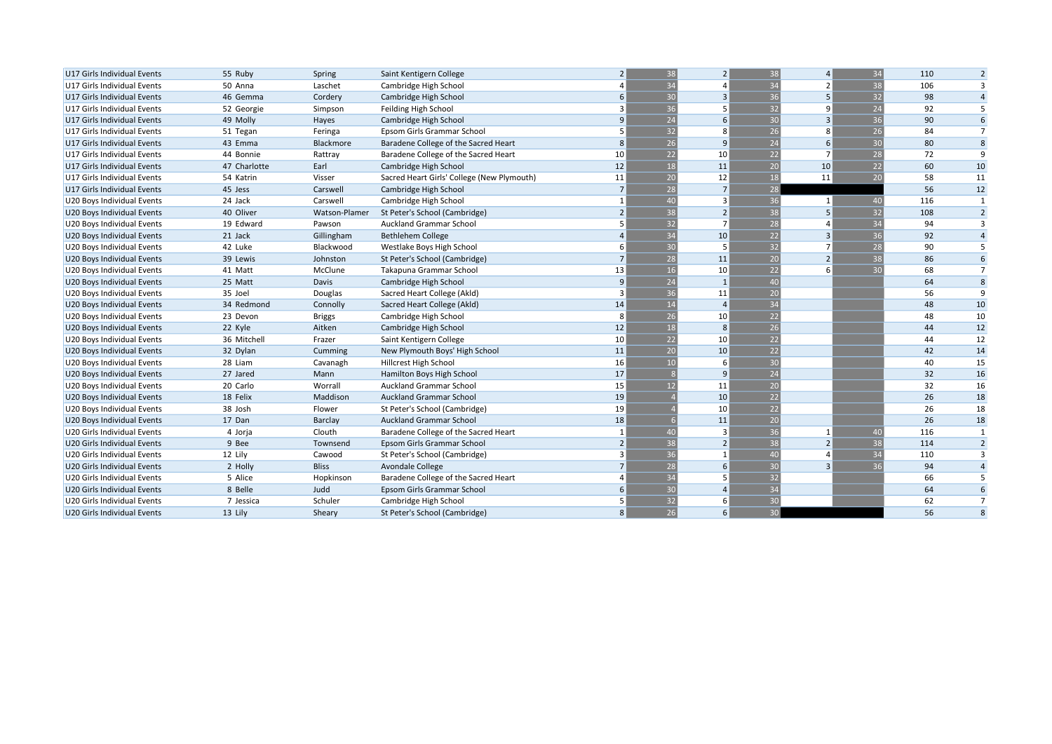| | | | | | | | | | | | | |
|---|---|---|---|---|---|---|---|---|---|---|---|---|
| U17 Girls Individual Events | 55 | Ruby | Spring | Saint Kentigern College | 2 | 38 | 2 | 38 | 4 | 34 | 110 | 2 |
| U17 Girls Individual Events | 50 | Anna | Laschet | Cambridge High School | 4 | 34 | 4 | 34 | 2 | 38 | 106 | 3 |
| U17 Girls Individual Events | 46 | Gemma | Cordery | Cambridge High School | 6 | 30 | 3 | 36 | 5 | 32 | 98 | 4 |
| U17 Girls Individual Events | 52 | Georgie | Simpson | Feilding High School | 3 | 36 | 5 | 32 | 9 | 24 | 92 | 5 |
| U17 Girls Individual Events | 49 | Molly | Hayes | Cambridge High School | 9 | 24 | 6 | 30 | 3 | 36 | 90 | 6 |
| U17 Girls Individual Events | 51 | Tegan | Feringa | Epsom Girls Grammar School | 5 | 32 | 8 | 26 | 8 | 26 | 84 | 7 |
| U17 Girls Individual Events | 43 | Emma | Blackmore | Baradene College of the Sacred Heart | 8 | 26 | 9 | 24 | 6 | 30 | 80 | 8 |
| U17 Girls Individual Events | 44 | Bonnie | Rattray | Baradene College of the Sacred Heart | 10 | 22 | 10 | 22 | 7 | 28 | 72 | 9 |
| U17 Girls Individual Events | 47 | Charlotte | Earl | Cambridge High School | 12 | 18 | 11 | 20 | 10 | 22 | 60 | 10 |
| U17 Girls Individual Events | 54 | Katrin | Visser | Sacred Heart Girls' College (New Plymouth) | 11 | 20 | 12 | 18 | 11 | 20 | 58 | 11 |
| U17 Girls Individual Events | 45 | Jess | Carswell | Cambridge High School | 7 | 28 | 7 | 28 | | | 56 | 12 |
| U20 Boys Individual Events | 24 | Jack | Carswell | Cambridge High School | 1 | 40 | 3 | 36 | 1 | 40 | 116 | 1 |
| U20 Boys Individual Events | 40 | Oliver | Watson-Plamer | St Peter's School (Cambridge) | 2 | 38 | 2 | 38 | 5 | 32 | 108 | 2 |
| U20 Boys Individual Events | 19 | Edward | Pawson | Auckland Grammar School | 5 | 32 | 7 | 28 | 4 | 34 | 94 | 3 |
| U20 Boys Individual Events | 21 | Jack | Gillingham | Bethlehem College | 4 | 34 | 10 | 22 | 3 | 36 | 92 | 4 |
| U20 Boys Individual Events | 42 | Luke | Blackwood | Westlake Boys High School | 6 | 30 | 5 | 32 | 7 | 28 | 90 | 5 |
| U20 Boys Individual Events | 39 | Lewis | Johnston | St Peter's School (Cambridge) | 7 | 28 | 11 | 20 | 2 | 38 | 86 | 6 |
| U20 Boys Individual Events | 41 | Matt | McClune | Takapuna Grammar School | 13 | 16 | 10 | 22 | 6 | 30 | 68 | 7 |
| U20 Boys Individual Events | 25 | Matt | Davis | Cambridge High School | 9 | 24 | 1 | 40 | | | 64 | 8 |
| U20 Boys Individual Events | 35 | Joel | Douglas | Sacred Heart College (Akld) | 3 | 36 | 11 | 20 | | | 56 | 9 |
| U20 Boys Individual Events | 34 | Redmond | Connolly | Sacred Heart College (Akld) | 14 | 14 | 4 | 34 | | | 48 | 10 |
| U20 Boys Individual Events | 23 | Devon | Briggs | Cambridge High School | 8 | 26 | 10 | 22 | | | 48 | 10 |
| U20 Boys Individual Events | 22 | Kyle | Aitken | Cambridge High School | 12 | 18 | 8 | 26 | | | 44 | 12 |
| U20 Boys Individual Events | 36 | Mitchell | Frazer | Saint Kentigern College | 10 | 22 | 10 | 22 | | | 44 | 12 |
| U20 Boys Individual Events | 32 | Dylan | Cumming | New Plymouth Boys' High School | 11 | 20 | 10 | 22 | | | 42 | 14 |
| U20 Boys Individual Events | 28 | Liam | Cavanagh | Hillcrest High School | 16 | 10 | 6 | 30 | | | 40 | 15 |
| U20 Boys Individual Events | 27 | Jared | Mann | Hamilton Boys High School | 17 | 8 | 9 | 24 | | | 32 | 16 |
| U20 Boys Individual Events | 20 | Carlo | Worrall | Auckland Grammar School | 15 | 12 | 11 | 20 | | | 32 | 16 |
| U20 Boys Individual Events | 18 | Felix | Maddison | Auckland Grammar School | 19 | 4 | 10 | 22 | | | 26 | 18 |
| U20 Boys Individual Events | 38 | Josh | Flower | St Peter's School (Cambridge) | 19 | 4 | 10 | 22 | | | 26 | 18 |
| U20 Boys Individual Events | 17 | Dan | Barclay | Auckland Grammar School | 18 | 6 | 11 | 20 | | | 26 | 18 |
| U20 Girls Individual Events | 4 | Jorja | Clouth | Baradene College of the Sacred Heart | 1 | 40 | 3 | 36 | 1 | 40 | 116 | 1 |
| U20 Girls Individual Events | 9 | Bee | Townsend | Epsom Girls Grammar School | 2 | 38 | 2 | 38 | 2 | 38 | 114 | 2 |
| U20 Girls Individual Events | 12 | Lily | Cawood | St Peter's School (Cambridge) | 3 | 36 | 1 | 40 | 4 | 34 | 110 | 3 |
| U20 Girls Individual Events | 2 | Holly | Bliss | Avondale College | 7 | 28 | 6 | 30 | 3 | 36 | 94 | 4 |
| U20 Girls Individual Events | 5 | Alice | Hopkinson | Baradene College of the Sacred Heart | 4 | 34 | 5 | 32 | | | 66 | 5 |
| U20 Girls Individual Events | 8 | Belle | Judd | Epsom Girls Grammar School | 6 | 30 | 4 | 34 | | | 64 | 6 |
| U20 Girls Individual Events | 7 | Jessica | Schuler | Cambridge High School | 5 | 32 | 6 | 30 | | | 62 | 7 |
| U20 Girls Individual Events | 13 | Lily | Sheary | St Peter's School (Cambridge) | 8 | 26 | 6 | 30 | | | 56 | 8 |